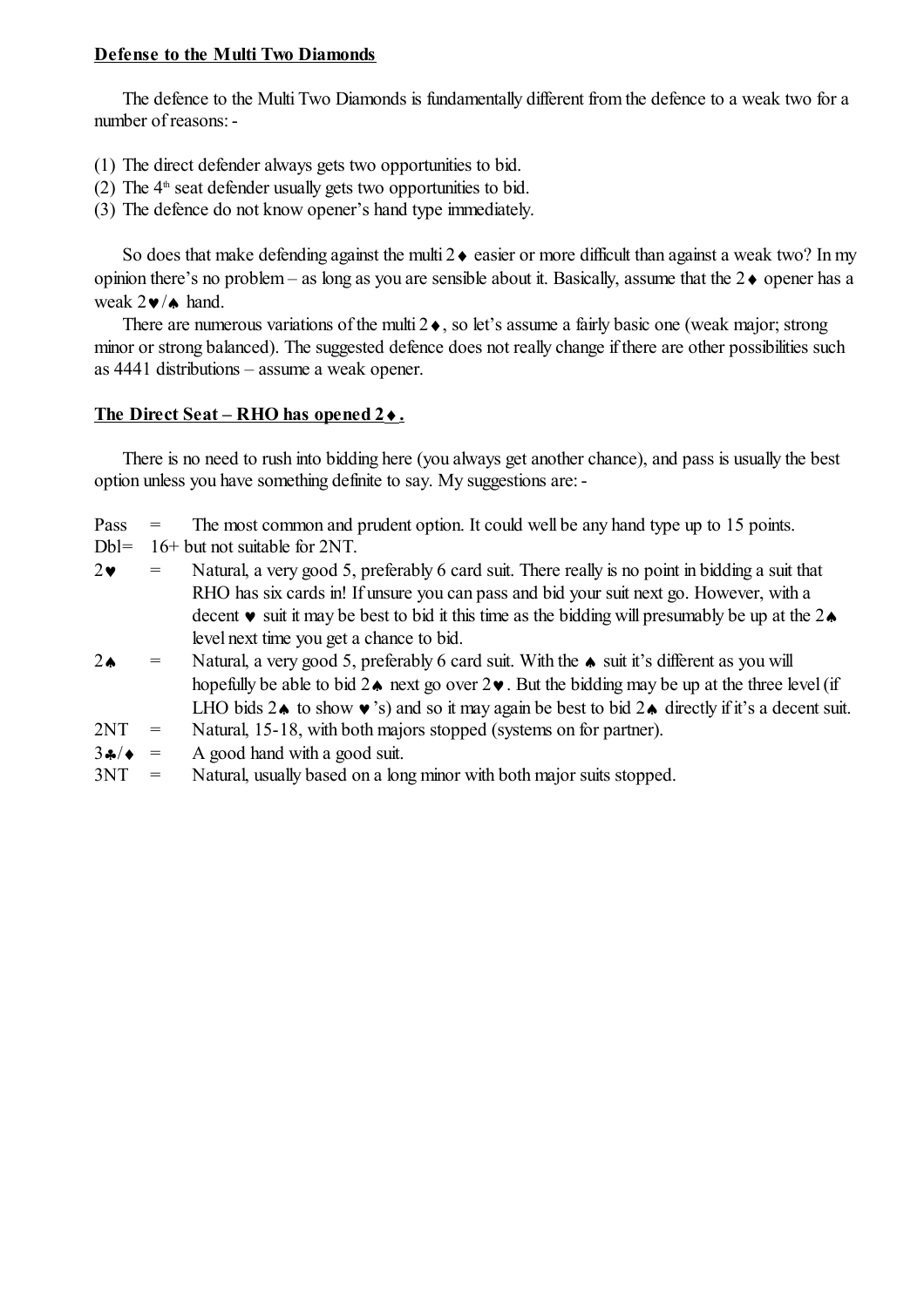## Defense to the Multi Two Diamonds

The defence to the Multi Two Diamonds is fundamentally different from the defence to a weak two for a number of reasons: -

(1) The direct defender always gets two opportunities to bid.
(2) The 4th seat defender usually gets two opportunities to bid.
(3) The defence do not know opener's hand type immediately.

So does that make defending against the multi 2♦ easier or more difficult than against a weak two? In my opinion there's no problem – as long as you are sensible about it. Basically, assume that the 2♦ opener has a weak 2♥/♠ hand.

There are numerous variations of the multi 2♦, so let's assume a fairly basic one (weak major; strong minor or strong balanced). The suggested defence does not really change if there are other possibilities such as 4441 distributions – assume a weak opener.

## The Direct Seat – RHO has opened 2♦.

There is no need to rush into bidding here (you always get another chance), and pass is usually the best option unless you have something definite to say. My suggestions are: -

| Bid | | Meaning |
|---|---|---|
| Pass | = | The most common and prudent option. It could well be any hand type up to 15 points. |
| Dbl | = | 16+ but not suitable for 2NT. |
| 2♥ | = | Natural, a very good 5, preferably 6 card suit. There really is no point in bidding a suit that RHO has six cards in! If unsure you can pass and bid your suit next go. However, with a decent ♥ suit it may be best to bid it this time as the bidding will presumably be up at the 2♠ level next time you get a chance to bid. |
| 2♠ | = | Natural, a very good 5, preferably 6 card suit. With the ♠ suit it's different as you will hopefully be able to bid 2♠ next go over 2♥. But the bidding may be up at the three level (if LHO bids 2♠ to show ♥'s) and so it may again be best to bid 2♠ directly if it's a decent suit. |
| 2NT | = | Natural, 15-18, with both majors stopped (systems on for partner). |
| 3♣/♦ | = | A good hand with a good suit. |
| 3NT | = | Natural, usually based on a long minor with both major suits stopped. |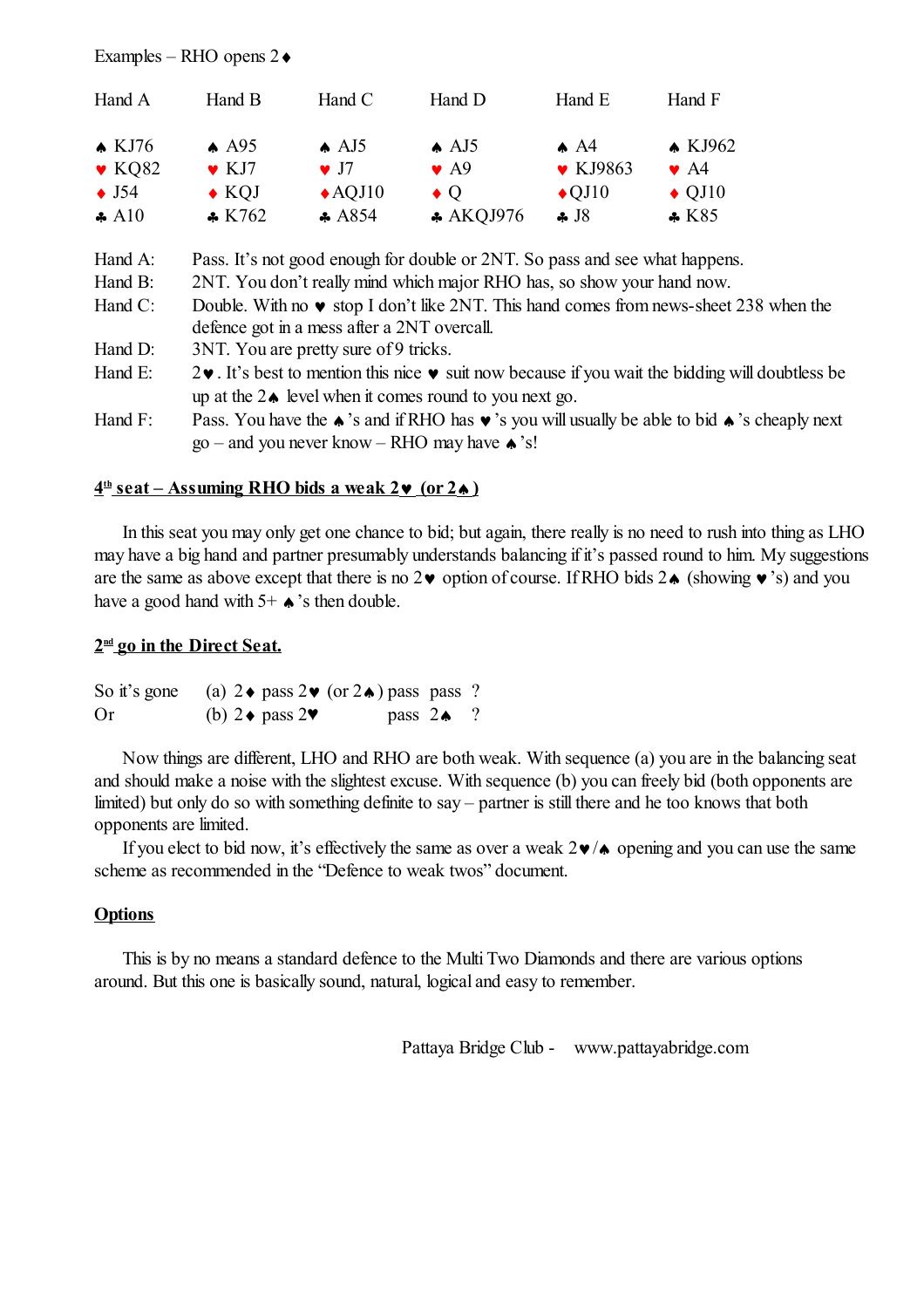Examples – RHO opens 2♦

| Hand A | Hand B | Hand C | Hand D | Hand E | Hand F |
|---|---|---|---|---|---|
| ♠ KJ76 | ♠ A95 | ♠ AJ5 | ♠ AJ5 | ♠ A4 | ♠ KJ962 |
| ♥ KQ82 | ♥ KJ7 | ♥ J7 | ♥ A9 | ♥ KJ9863 | ♥ A4 |
| ♦ J54 | ♦ KQJ | ♦AQJ10 | ♦ Q | ♦QJ10 | ♦ QJ10 |
| ♣ A10 | ♣ K762 | ♣ A854 | ♣ AKQJ976 | ♣ J8 | ♣ K85 |

Hand A: Pass. It's not good enough for double or 2NT. So pass and see what happens.

Hand B: 2NT. You don't really mind which major RHO has, so show your hand now.

Hand C: Double. With no ♥ stop I don't like 2NT. This hand comes from news-sheet 238 when the defence got in a mess after a 2NT overcall.

Hand D: 3NT. You are pretty sure of 9 tricks.

Hand E: 2♥. It's best to mention this nice ♥ suit now because if you wait the bidding will doubtless be up at the 2♠ level when it comes round to you next go.

Hand F: Pass. You have the ♠'s and if RHO has ♥'s you will usually be able to bid ♠'s cheaply next go – and you never know – RHO may have ♠'s!

## 4th seat – Assuming RHO bids a weak 2♥ (or 2♠)

In this seat you may only get one chance to bid; but again, there really is no need to rush into thing as LHO may have a big hand and partner presumably understands balancing if it's passed round to him. My suggestions are the same as above except that there is no 2♥ option of course. If RHO bids 2♠ (showing ♥'s) and you have a good hand with 5+ ♠'s then double.

## 2nd go in the Direct Seat.

So it's gone (a) 2♦ pass 2♥ (or 2♠) pass pass ?

Or (b) 2♦ pass 2♥ pass 2♠ ?

Now things are different, LHO and RHO are both weak. With sequence (a) you are in the balancing seat and should make a noise with the slightest excuse. With sequence (b) you can freely bid (both opponents are limited) but only do so with something definite to say – partner is still there and he too knows that both opponents are limited.

If you elect to bid now, it's effectively the same as over a weak 2♥/♠ opening and you can use the same scheme as recommended in the "Defence to weak twos" document.

## Options

This is by no means a standard defence to the Multi Two Diamonds and there are various options around. But this one is basically sound, natural, logical and easy to remember.

Pattaya Bridge Club - www.pattayabridge.com